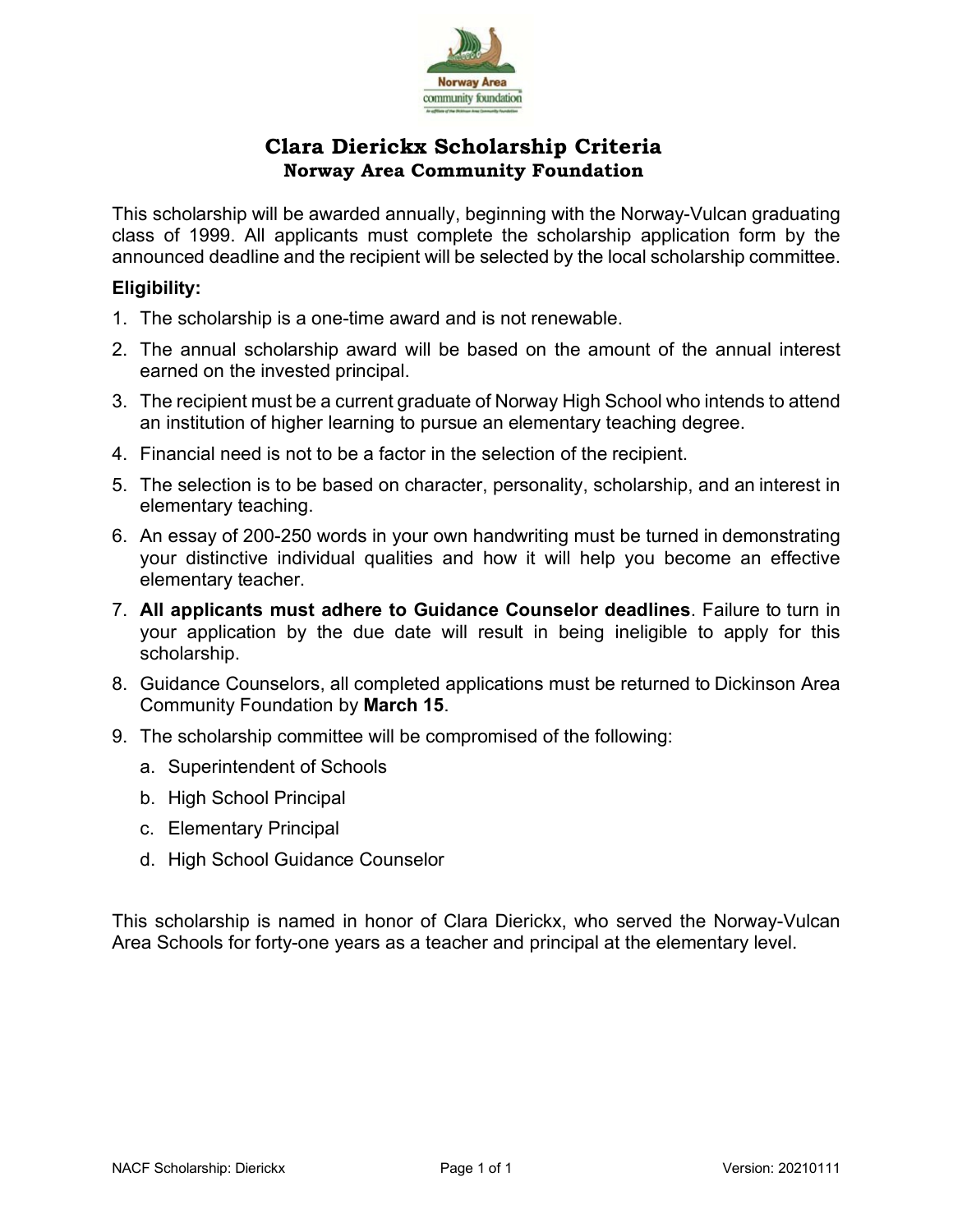# Clara Dierickx Scholarship Criteria

## Norway Area Community Foundation

This scholarship will be awarded annually, beginning with the Norway-Vulcan graduating class of 1999. All applicants must complete the scholarship application form by the announced deadline and the recipient will be selected by the local scholarship committee.

**Eligibility:**

1. The scholarship is a one-time award and is not renewable.
2. The annual scholarship award will be based on the amount of the annual interest earned on the invested principal.
3. The recipient must be a current graduate of Norway High School who intends to attend an institution of higher learning to pursue an elementary teaching degree.
4. Financial need is not to be a factor in the selection of the recipient.
5. The selection is to be based on character, personality, scholarship, and an interest in elementary teaching.
6. An essay of 200-250 words in your own handwriting must be turned in demonstrating your distinctive individual qualities and how it will help you become an effective elementary teacher.
7. **All applicants must adhere to Guidance Counselor deadlines**. Failure to turn in your application by the due date will result in being ineligible to apply for this scholarship.
8. Guidance Counselors, all completed applications must be returned to Dickinson Area Community Foundation by **March 15**.
9. The scholarship committee will be compromised of the following:
   a. Superintendent of Schools
   b. High School Principal
   c. Elementary Principal
   d. High School Guidance Counselor

This scholarship is named in honor of Clara Dierickx, who served the Norway-Vulcan Area Schools for forty-one years as a teacher and principal at the elementary level.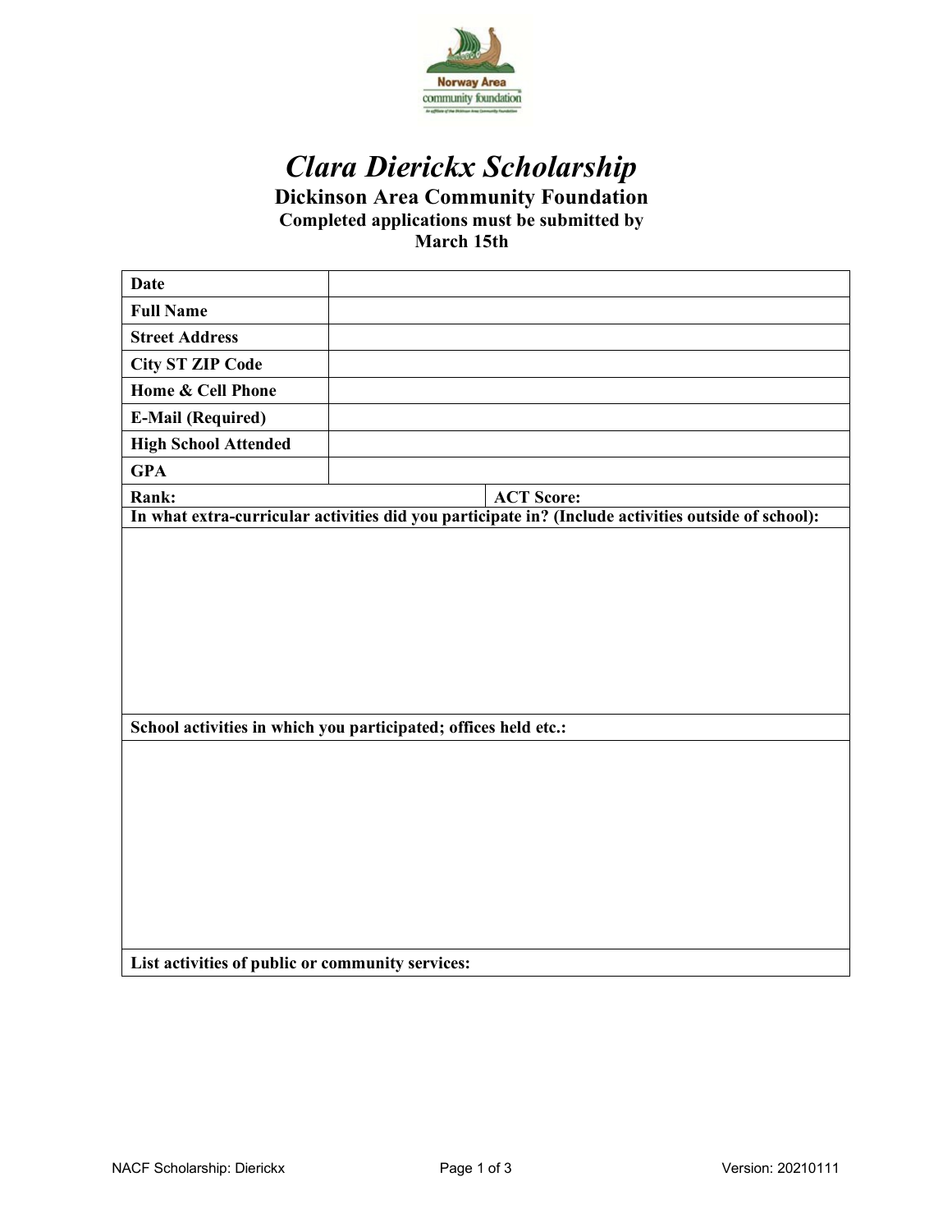# *Clara Dierickx Scholarship*

**Dickinson Area Community Foundation**

**Completed applications must be submitted by March 15th**

| | | |
|---|---|---|
| **Date** | | |
| **Full Name** | | |
| **Street Address** | | |
| **City ST ZIP Code** | | |
| **Home & Cell Phone** | | |
| **E-Mail (Required)** | | |
| **High School Attended** | | |
| **GPA** | | |
| **Rank:** | | **ACT Score:** |

**In what extra-curricular activities did you participate in? (Include activities outside of school):**

**School activities in which you participated; offices held etc.:**

**List activities of public or community services:**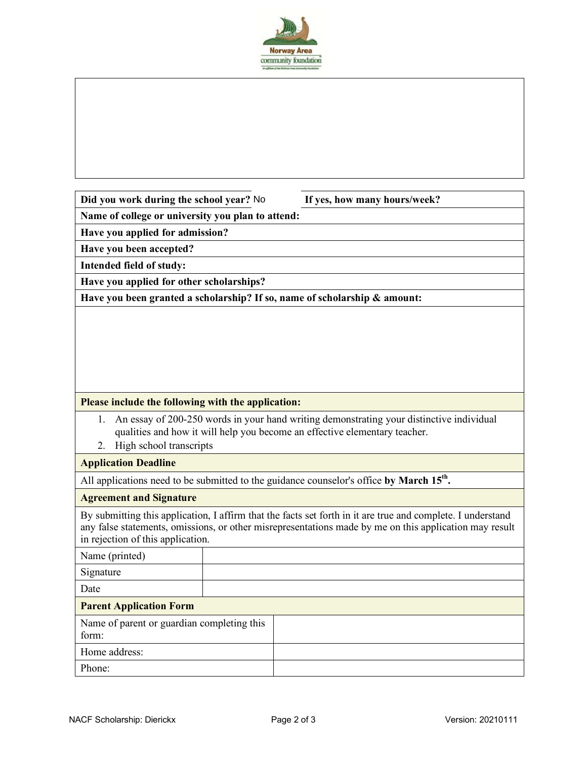| | |
|---|---|
| **Did you work during the school year?** No | **If yes, how many hours/week?** |
| **Name of college or university you plan to attend:** | |
| **Have you applied for admission?** | |
| **Have you been accepted?** | |
| **Intended field of study:** | |
| **Have you applied for other scholarships?** | |
| **Have you been granted a scholarship? If so, name of scholarship & amount:** | |

**Please include the following with the application:**

1. An essay of 200-250 words in your hand writing demonstrating your distinctive individual qualities and how it will help you become an effective elementary teacher.
2. High school transcripts

**Application Deadline**

All applications need to be submitted to the guidance counselor's office **by March 15th.**

**Agreement and Signature**

By submitting this application, I affirm that the facts set forth in it are true and complete. I understand any false statements, omissions, or other misrepresentations made by me on this application may result in rejection of this application.

| | |
|---|---|
| Name (printed) | |
| Signature | |
| Date | |

**Parent Application Form**

| | |
|---|---|
| Name of parent or guardian completing this form: | |
| Home address: | |
| Phone: | |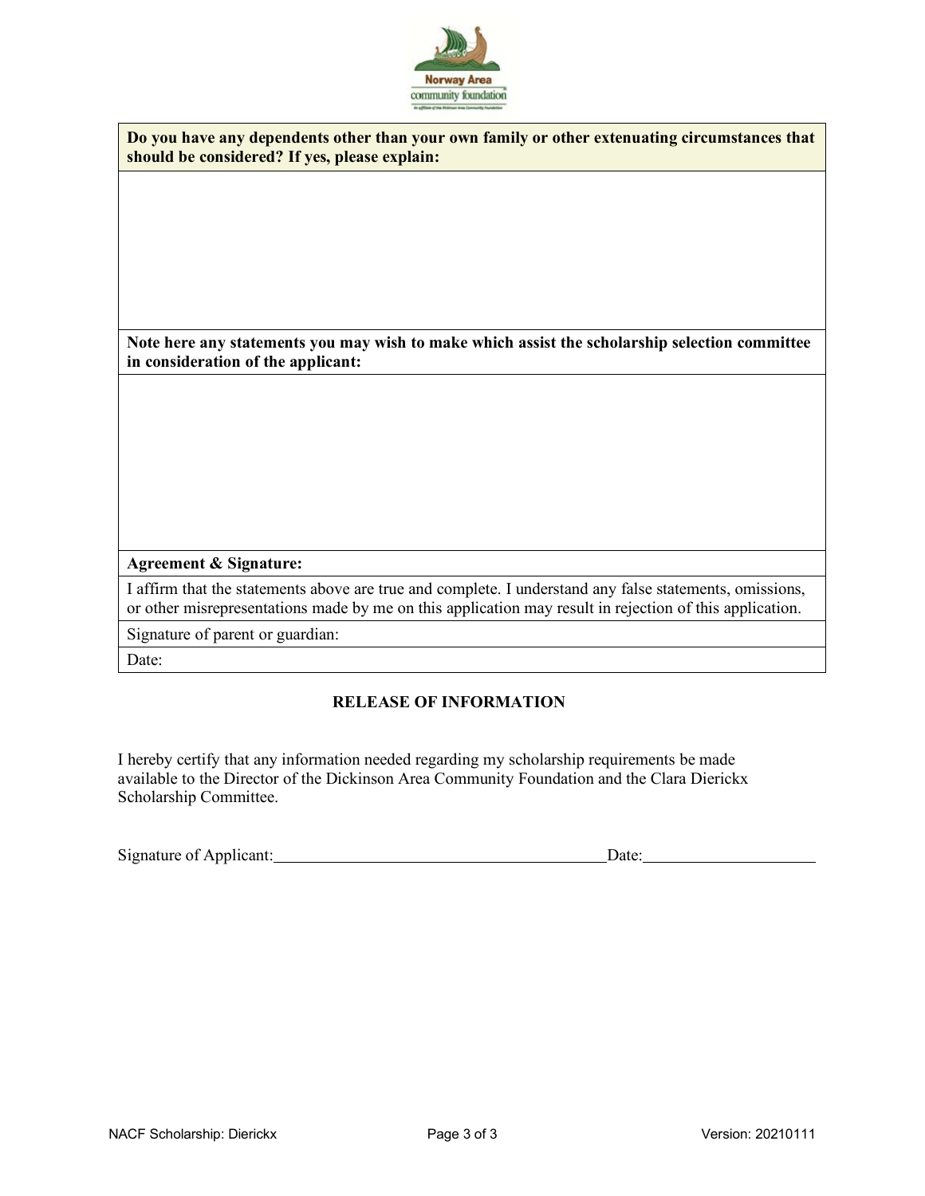| Do you have any dependents other than your own family or other extenuating circumstances that should be considered? If yes, please explain: |
|---|
| |
| **Note here any statements you may wish to make which assist the scholarship selection committee in consideration of the applicant:** |
| |
| **Agreement & Signature:** |
| I affirm that the statements above are true and complete. I understand any false statements, omissions, or other misrepresentations made by me on this application may result in rejection of this application. |
| Signature of parent or guardian: |
| Date: |

**RELEASE OF INFORMATION**

I hereby certify that any information needed regarding my scholarship requirements be made available to the Director of the Dickinson Area Community Foundation and the Clara Dierickx Scholarship Committee.

Signature of Applicant:\_\_\_\_\_\_\_\_\_\_\_\_\_\_\_\_\_\_\_\_\_\_\_\_\_\_\_\_\_\_\_\_\_\_\_\_\_\_\_\_\_\_Date:\_\_\_\_\_\_\_\_\_\_\_\_\_\_\_\_\_\_\_\_\_\_